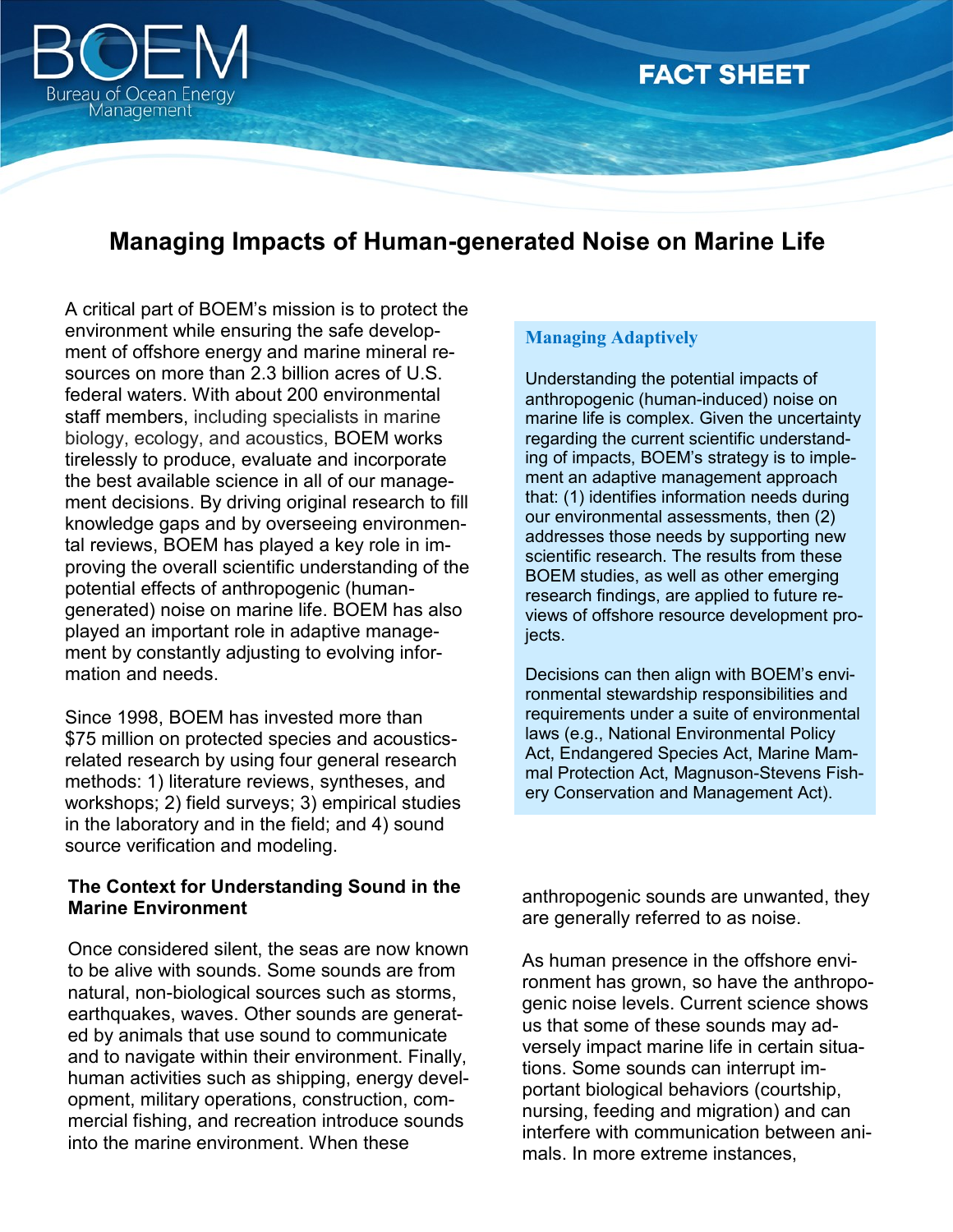BOEM
Bureau of Ocean Energy Management

FACT SHEET

# Managing Impacts of Human-generated Noise on Marine Life

A critical part of BOEM's mission is to protect the environment while ensuring the safe development of offshore energy and marine mineral resources on more than 2.3 billion acres of U.S. federal waters. With about 200 environmental staff members, including specialists in marine biology, ecology, and acoustics, BOEM works tirelessly to produce, evaluate and incorporate the best available science in all of our management decisions. By driving original research to fill knowledge gaps and by overseeing environmental reviews, BOEM has played a key role in improving the overall scientific understanding of the potential effects of anthropogenic (human-generated) noise on marine life. BOEM has also played an important role in adaptive management by constantly adjusting to evolving information and needs.

Since 1998, BOEM has invested more than $75 million on protected species and acoustics-related research by using four general research methods: 1) literature reviews, syntheses, and workshops; 2) field surveys; 3) empirical studies in the laboratory and in the field; and 4) sound source verification and modeling.

### Managing Adaptively

Understanding the potential impacts of anthropogenic (human-induced) noise on marine life is complex. Given the uncertainty regarding the current scientific understanding of impacts, BOEM's strategy is to implement an adaptive management approach that: (1) identifies information needs during our environmental assessments, then (2) addresses those needs by supporting new scientific research. The results from these BOEM studies, as well as other emerging research findings, are applied to future reviews of offshore resource development projects.

Decisions can then align with BOEM's environmental stewardship responsibilities and requirements under a suite of environmental laws (e.g., National Environmental Policy Act, Endangered Species Act, Marine Mammal Protection Act, Magnuson-Stevens Fishery Conservation and Management Act).

## The Context for Understanding Sound in the Marine Environment

Once considered silent, the seas are now known to be alive with sounds. Some sounds are from natural, non-biological sources such as storms, earthquakes, waves. Other sounds are generated by animals that use sound to communicate and to navigate within their environment. Finally, human activities such as shipping, energy development, military operations, construction, commercial fishing, and recreation introduce sounds into the marine environment. When these anthropogenic sounds are unwanted, they are generally referred to as noise.

As human presence in the offshore environment has grown, so have the anthropogenic noise levels. Current science shows us that some of these sounds may adversely impact marine life in certain situations. Some sounds can interrupt important biological behaviors (courtship, nursing, feeding and migration) and can interfere with communication between animals. In more extreme instances,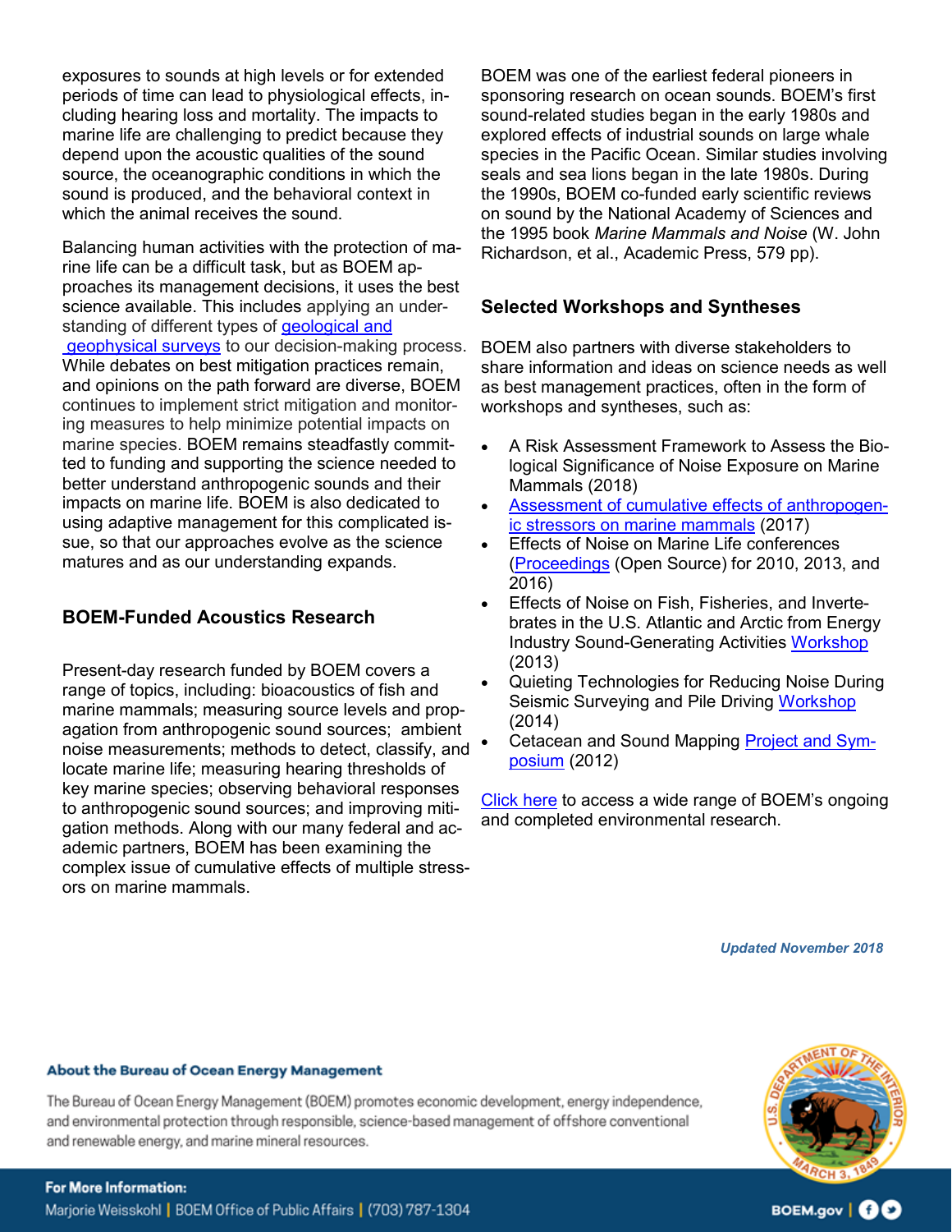exposures to sounds at high levels or for extended periods of time can lead to physiological effects, including hearing loss and mortality. The impacts to marine life are challenging to predict because they depend upon the acoustic qualities of the sound source, the oceanographic conditions in which the sound is produced, and the behavioral context in which the animal receives the sound.

Balancing human activities with the protection of marine life can be a difficult task, but as BOEM approaches its management decisions, it uses the best science available. This includes applying an understanding of different types of geological and geophysical surveys to our decision-making process. While debates on best mitigation practices remain, and opinions on the path forward are diverse, BOEM continues to implement strict mitigation and monitoring measures to help minimize potential impacts on marine species. BOEM remains steadfastly committed to funding and supporting the science needed to better understand anthropogenic sounds and their impacts on marine life. BOEM is also dedicated to using adaptive management for this complicated issue, so that our approaches evolve as the science matures and as our understanding expands.

## BOEM-Funded Acoustics Research

Present-day research funded by BOEM covers a range of topics, including: bioacoustics of fish and marine mammals; measuring source levels and propagation from anthropogenic sound sources; ambient noise measurements; methods to detect, classify, and locate marine life; measuring hearing thresholds of key marine species; observing behavioral responses to anthropogenic sound sources; and improving mitigation methods. Along with our many federal and academic partners, BOEM has been examining the complex issue of cumulative effects of multiple stressors on marine mammals.

BOEM was one of the earliest federal pioneers in sponsoring research on ocean sounds. BOEM's first sound-related studies began in the early 1980s and explored effects of industrial sounds on large whale species in the Pacific Ocean. Similar studies involving seals and sea lions began in the late 1980s. During the 1990s, BOEM co-funded early scientific reviews on sound by the National Academy of Sciences and the 1995 book *Marine Mammals and Noise* (W. John Richardson, et al., Academic Press, 579 pp).

## Selected Workshops and Syntheses

BOEM also partners with diverse stakeholders to share information and ideas on science needs as well as best management practices, often in the form of workshops and syntheses, such as:

- A Risk Assessment Framework to Assess the Biological Significance of Noise Exposure on Marine Mammals (2018)
- Assessment of cumulative effects of anthropogenic stressors on marine mammals (2017)
- Effects of Noise on Marine Life conferences (Proceedings (Open Source) for 2010, 2013, and 2016)
- Effects of Noise on Fish, Fisheries, and Invertebrates in the U.S. Atlantic and Arctic from Energy Industry Sound-Generating Activities Workshop (2013)
- Quieting Technologies for Reducing Noise During Seismic Surveying and Pile Driving Workshop (2014)
- Cetacean and Sound Mapping Project and Symposium (2012)

Click here to access a wide range of BOEM's ongoing and completed environmental research.

*Updated November 2018*

**About the Bureau of Ocean Energy Management**

The Bureau of Ocean Energy Management (BOEM) promotes economic development, energy independence, and environmental protection through responsible, science-based management of offshore conventional and renewable energy, and marine mineral resources.

**For More Information:**

Marjorie Weisskohl | BOEM Office of Public Affairs | (703) 787-1304

BOEM.gov